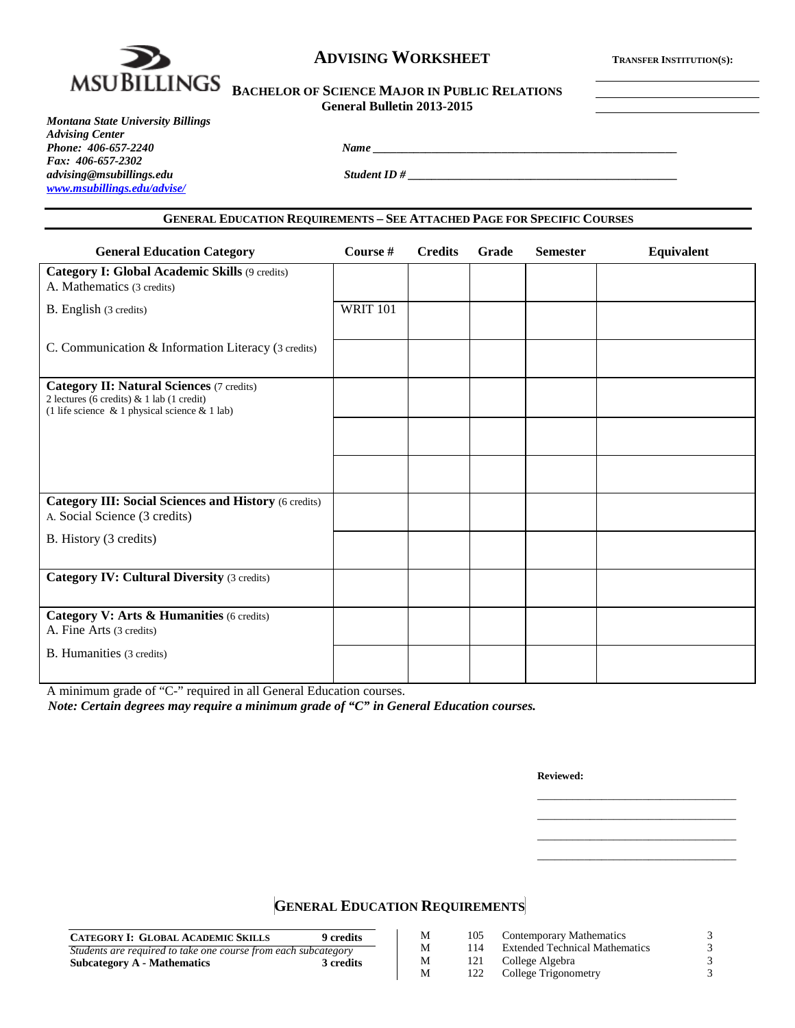MSU BILLINGS

# ADVISING WORKSHEET

**TRANSFER INSTITUTION(S):**

______________________

______________________

______________________

## BACHELOR OF SCIENCE MAJOR IN PUBLIC RELATIONS

**General Bulletin 2013-2015**

***Montana State University Billings***
***Advising Center***
***Phone: 406-657-2240***
***Fax: 406-657-2302***
***advising@msubillings.edu***
***www.msubillings.edu/advise/***

***Name*** ______________________________________________

***Student ID #*** ______________________________________________

### GENERAL EDUCATION REQUIREMENTS – SEE ATTACHED PAGE FOR SPECIFIC COURSES

| General Education Category | Course # | Credits | Grade | Semester | Equivalent |
|---|---|---|---|---|---|
| **Category I: Global Academic Skills** (9 credits)<br>A. Mathematics (3 credits) | | | | | |
| B. English (3 credits) | WRIT 101 | | | | |
| C. Communication & Information Literacy (3 credits) | | | | | |
| **Category II: Natural Sciences** (7 credits)<br>2 lectures (6 credits) & 1 lab (1 credit)<br>(1 life science & 1 physical science & 1 lab) | | | | | |
| | | | | | |
| | | | | | |
| **Category III: Social Sciences and History** (6 credits)<br>A. Social Science (3 credits) | | | | | |
| B. History (3 credits) | | | | | |
| **Category IV: Cultural Diversity** (3 credits) | | | | | |
| **Category V: Arts & Humanities** (6 credits)<br>A. Fine Arts (3 credits) | | | | | |
| B. Humanities (3 credits) | | | | | |

A minimum grade of "C-" required in all General Education courses.

***Note: Certain degrees may require a minimum grade of "C" in General Education courses.***

**Reviewed:**

______________________________

______________________________

______________________________

______________________________

## GENERAL EDUCATION REQUIREMENTS

| **CATEGORY I: GLOBAL ACADEMIC SKILLS** | **9 credits** |
|---|---|
| *Students are required to take one course from each subcategory* | |
| **Subcategory A - Mathematics** | **3 credits** |

| | | | |
|---|---|---|---|
| M | 105 | Contemporary Mathematics | 3 |
| M | 114 | Extended Technical Mathematics | 3 |
| M | 121 | College Algebra | 3 |
| M | 122 | College Trigonometry | 3 |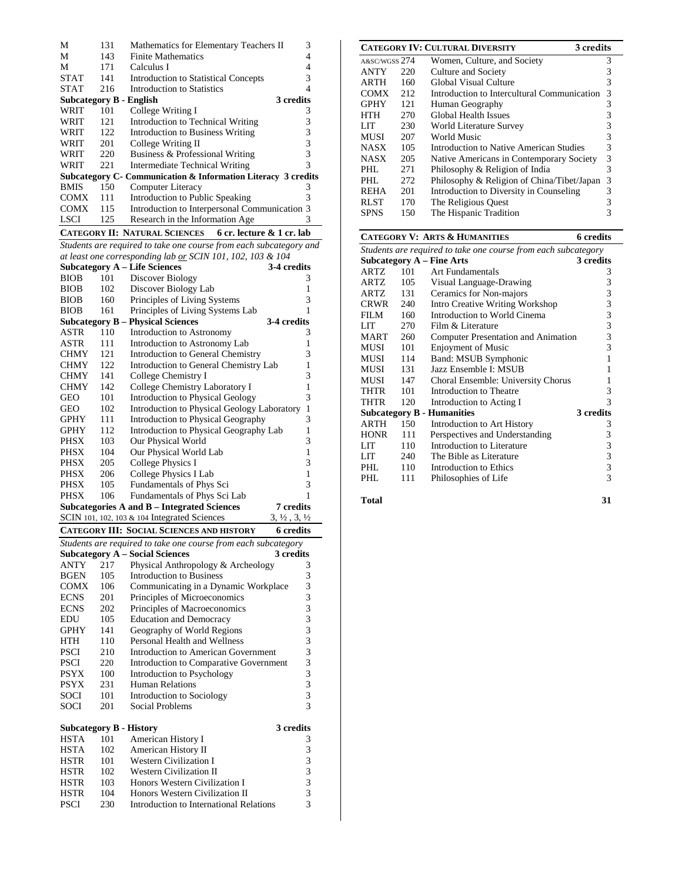| | | | |
|---|---|---|---|
| M | 131 | Mathematics for Elementary Teachers II | 3 |
| M | 143 | Finite Mathematics | 4 |
| M | 171 | Calculus I | 4 |
| STAT | 141 | Introduction to Statistical Concepts | 3 |
| STAT | 216 | Introduction to Statistics | 4 |

**Subcategory B - English** — **3 credits**

| | | | |
|---|---|---|---|
| WRIT | 101 | College Writing I | 3 |
| WRIT | 121 | Introduction to Technical Writing | 3 |
| WRIT | 122 | Introduction to Business Writing | 3 |
| WRIT | 201 | College Writing II | 3 |
| WRIT | 220 | Business & Professional Writing | 3 |
| WRIT | 221 | Intermediate Technical Writing | 3 |

**Subcategory C- Communication & Information Literacy** — **3 credits**

| | | | |
|---|---|---|---|
| BMIS | 150 | Computer Literacy | 3 |
| COMX | 111 | Introduction to Public Speaking | 3 |
| COMX | 115 | Introduction to Interpersonal Communication | 3 |
| LSCI | 125 | Research in the Information Age | 3 |

## CATEGORY II: NATURAL SCIENCES — 6 cr. lecture & 1 cr. lab

*Students are required to take one course from each subcategory and at least one corresponding lab or SCIN 101, 102, 103 & 104*

**Subcategory A – Life Sciences** — **3-4 credits**

| | | | |
|---|---|---|---|
| BIOB | 101 | Discover Biology | 3 |
| BIOB | 102 | Discover Biology Lab | 1 |
| BIOB | 160 | Principles of Living Systems | 3 |
| BIOB | 161 | Principles of Living Systems Lab | 1 |

**Subcategory B – Physical Sciences** — **3-4 credits**

| | | | |
|---|---|---|---|
| ASTR | 110 | Introduction to Astronomy | 3 |
| ASTR | 111 | Introduction to Astronomy Lab | 1 |
| CHMY | 121 | Introduction to General Chemistry | 3 |
| CHMY | 122 | Introduction to General Chemistry Lab | 1 |
| CHMY | 141 | College Chemistry I | 3 |
| CHMY | 142 | College Chemistry Laboratory I | 1 |
| GEO | 101 | Introduction to Physical Geology | 3 |
| GEO | 102 | Introduction to Physical Geology Laboratory | 1 |
| GPHY | 111 | Introduction to Physical Geography | 3 |
| GPHY | 112 | Introduction to Physical Geography Lab | 1 |
| PHSX | 103 | Our Physical World | 3 |
| PHSX | 104 | Our Physical World Lab | 1 |
| PHSX | 205 | College Physics I | 3 |
| PHSX | 206 | College Physics I Lab | 1 |
| PHSX | 105 | Fundamentals of Phys Sci | 3 |
| PHSX | 106 | Fundamentals of Phys Sci Lab | 1 |

**Subcategories A and B – Integrated Sciences** — **7 credits**

SCIN 101, 102, 103 & 104 Integrated Sciences — 3, ½ , 3, ½

## CATEGORY III: SOCIAL SCIENCES AND HISTORY — 6 credits

*Students are required to take one course from each subcategory*

**Subcategory A – Social Sciences** — **3 credits**

| | | | |
|---|---|---|---|
| ANTY | 217 | Physical Anthropology & Archeology | 3 |
| BGEN | 105 | Introduction to Business | 3 |
| COMX | 106 | Communicating in a Dynamic Workplace | 3 |
| ECNS | 201 | Principles of Microeconomics | 3 |
| ECNS | 202 | Principles of Macroeconomics | 3 |
| EDU | 105 | Education and Democracy | 3 |
| GPHY | 141 | Geography of World Regions | 3 |
| HTH | 110 | Personal Health and Wellness | 3 |
| PSCI | 210 | Introduction to American Government | 3 |
| PSCI | 220 | Introduction to Comparative Government | 3 |
| PSYX | 100 | Introduction to Psychology | 3 |
| PSYX | 231 | Human Relations | 3 |
| SOCI | 101 | Introduction to Sociology | 3 |
| SOCI | 201 | Social Problems | 3 |

**Subcategory B - History** — **3 credits**

| | | | |
|---|---|---|---|
| HSTA | 101 | American History I | 3 |
| HSTA | 102 | American History II | 3 |
| HSTR | 101 | Western Civilization I | 3 |
| HSTR | 102 | Western Civilization II | 3 |
| HSTR | 103 | Honors Western Civilization I | 3 |
| HSTR | 104 | Honors Western Civilization II | 3 |
| PSCI | 230 | Introduction to International Relations | 3 |

## CATEGORY IV: CULTURAL DIVERSITY — 3 credits

| | | | |
|---|---|---|---|
| A&SC/WGSS | 274 | Women, Culture, and Society | 3 |
| ANTY | 220 | Culture and Society | 3 |
| ARTH | 160 | Global Visual Culture | 3 |
| COMX | 212 | Introduction to Intercultural Communication | 3 |
| GPHY | 121 | Human Geography | 3 |
| HTH | 270 | Global Health Issues | 3 |
| LIT | 230 | World Literature Survey | 3 |
| MUSI | 207 | World Music | 3 |
| NASX | 105 | Introduction to Native American Studies | 3 |
| NASX | 205 | Native Americans in Contemporary Society | 3 |
| PHL | 271 | Philosophy & Religion of India | 3 |
| PHL | 272 | Philosophy & Religion of China/Tibet/Japan | 3 |
| REHA | 201 | Introduction to Diversity in Counseling | 3 |
| RLST | 170 | The Religious Quest | 3 |
| SPNS | 150 | The Hispanic Tradition | 3 |

## CATEGORY V: ARTS & HUMANITIES — 6 credits

*Students are required to take one course from each subcategory*

**Subcategory A – Fine Arts** — **3 credits**

| | | | |
|---|---|---|---|
| ARTZ | 101 | Art Fundamentals | 3 |
| ARTZ | 105 | Visual Language-Drawing | 3 |
| ARTZ | 131 | Ceramics for Non-majors | 3 |
| CRWR | 240 | Intro Creative Writing Workshop | 3 |
| FILM | 160 | Introduction to World Cinema | 3 |
| LIT | 270 | Film & Literature | 3 |
| MART | 260 | Computer Presentation and Animation | 3 |
| MUSI | 101 | Enjoyment of Music | 3 |
| MUSI | 114 | Band: MSUB Symphonic | 1 |
| MUSI | 131 | Jazz Ensemble I: MSUB | 1 |
| MUSI | 147 | Choral Ensemble: University Chorus | 1 |
| THTR | 101 | Introduction to Theatre | 3 |
| THTR | 120 | Introduction to Acting I | 3 |

**Subcategory B - Humanities** — **3 credits**

| | | | |
|---|---|---|---|
| ARTH | 150 | Introduction to Art History | 3 |
| HONR | 111 | Perspectives and Understanding | 3 |
| LIT | 110 | Introduction to Literature | 3 |
| LIT | 240 | The Bible as Literature | 3 |
| PHL | 110 | Introduction to Ethics | 3 |
| PHL | 111 | Philosophies of Life | 3 |

**Total** — **31**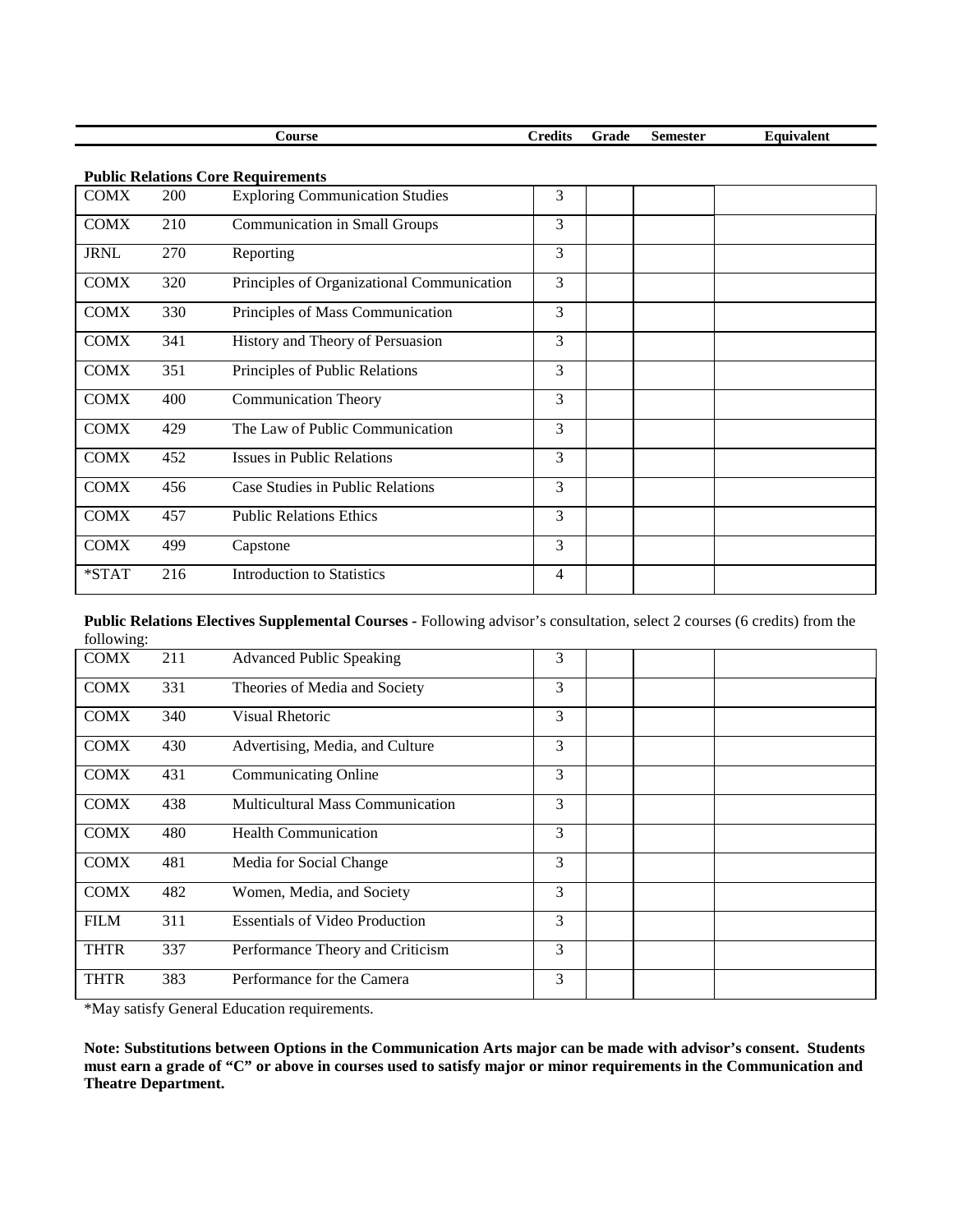| Course | | | Credits | Grade | Semester | Equivalent |
|---|---|---|---|---|---|---|
| **Public Relations Core Requirements** | | | | | | |
| COMX | 200 | Exploring Communication Studies | 3 | | | |
| COMX | 210 | Communication in Small Groups | 3 | | | |
| JRNL | 270 | Reporting | 3 | | | |
| COMX | 320 | Principles of Organizational Communication | 3 | | | |
| COMX | 330 | Principles of Mass Communication | 3 | | | |
| COMX | 341 | History and Theory of Persuasion | 3 | | | |
| COMX | 351 | Principles of Public Relations | 3 | | | |
| COMX | 400 | Communication Theory | 3 | | | |
| COMX | 429 | The Law of Public Communication | 3 | | | |
| COMX | 452 | Issues in Public Relations | 3 | | | |
| COMX | 456 | Case Studies in Public Relations | 3 | | | |
| COMX | 457 | Public Relations Ethics | 3 | | | |
| COMX | 499 | Capstone | 3 | | | |
| *STAT | 216 | Introduction to Statistics | 4 | | | |

**Public Relations Electives Supplemental Courses** - Following advisor's consultation, select 2 courses (6 credits) from the following:

| Course | | | Credits | Grade | Semester | Equivalent |
|---|---|---|---|---|---|---|
| COMX | 211 | Advanced Public Speaking | 3 | | | |
| COMX | 331 | Theories of Media and Society | 3 | | | |
| COMX | 340 | Visual Rhetoric | 3 | | | |
| COMX | 430 | Advertising, Media, and Culture | 3 | | | |
| COMX | 431 | Communicating Online | 3 | | | |
| COMX | 438 | Multicultural Mass Communication | 3 | | | |
| COMX | 480 | Health Communication | 3 | | | |
| COMX | 481 | Media for Social Change | 3 | | | |
| COMX | 482 | Women, Media, and Society | 3 | | | |
| FILM | 311 | Essentials of Video Production | 3 | | | |
| THTR | 337 | Performance Theory and Criticism | 3 | | | |
| THTR | 383 | Performance for the Camera | 3 | | | |

*May satisfy General Education requirements.

**Note: Substitutions between Options in the Communication Arts major can be made with advisor's consent. Students must earn a grade of "C" or above in courses used to satisfy major or minor requirements in the Communication and Theatre Department.**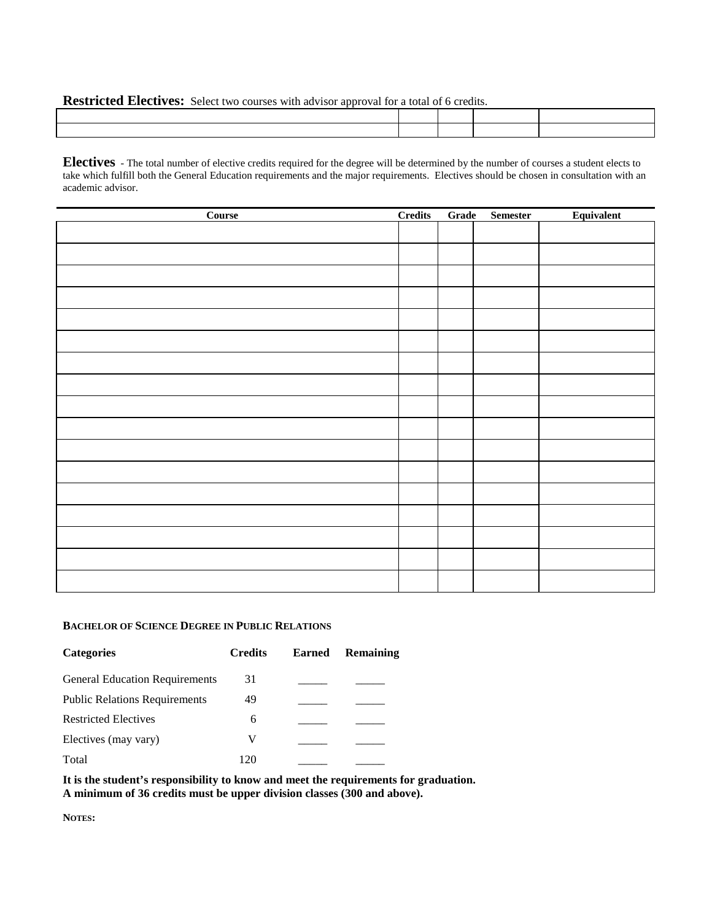**Restricted Electives:** Select two courses with advisor approval for a total of 6 credits.

| | | | | |
|---|---|---|---|---|
| | | | | |
| | | | | |

**Electives** - The total number of elective credits required for the degree will be determined by the number of courses a student elects to take which fulfill both the General Education requirements and the major requirements. Electives should be chosen in consultation with an academic advisor.

| Course | Credits | Grade | Semester | Equivalent |
|---|---|---|---|---|
| | | | | |
| | | | | |
| | | | | |
| | | | | |
| | | | | |
| | | | | |
| | | | | |
| | | | | |
| | | | | |
| | | | | |
| | | | | |
| | | | | |
| | | | | |
| | | | | |
| | | | | |
| | | | | |
| | | | | |

**BACHELOR OF SCIENCE DEGREE IN PUBLIC RELATIONS**

| Categories | Credits | Earned | Remaining |
|---|---|---|---|
| General Education Requirements | 31 | _____ | _____ |
| Public Relations Requirements | 49 | _____ | _____ |
| Restricted Electives | 6 | _____ | _____ |
| Electives (may vary) | V | _____ | _____ |
| Total | 120 | _____ | _____ |

**It is the student's responsibility to know and meet the requirements for graduation.**
**A minimum of 36 credits must be upper division classes (300 and above).**

**NOTES:**